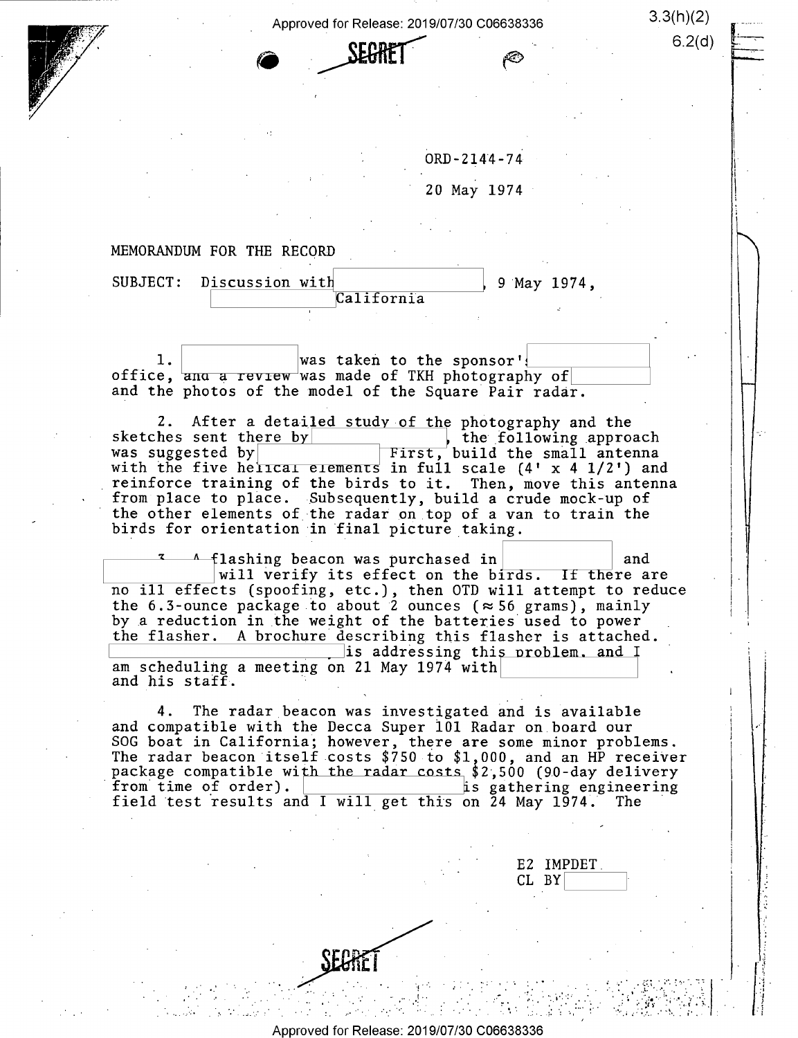SECRET

ORD-2144-74

20 May 1974

MEMORANDUM FOR THE RECORD

SUBJECT: Discussion with [redacted], 9 May 1974, [redacted] California

1. [redacted] was taken to the sponsor's [redacted] office, and a review was made of TKH photography of [redacted] and the photos of the model of the Square Pair radar.

2. After a detailed study of the photography and the sketches sent there by [redacted], the following approach was suggested by [redacted] First, build the small antenna with the five helical elements in full scale (4' x 4 1/2') and reinforce training of the birds to it. Then, move this antenna from place to place. Subsequently, build a crude mock-up of the other elements of the radar on top of a van to train the birds for orientation in final picture taking.

3. A flashing beacon was purchased in [redacted] and [redacted] will verify its effect on the birds. If there are no ill effects (spoofing, etc.), then OTD will attempt to reduce the 6.3-ounce package to about 2 ounces ($\approx$ 56 grams), mainly by a reduction in the weight of the batteries used to power the flasher. A brochure describing this flasher is attached. [redacted] is addressing this problem, and I am scheduling a meeting on 21 May 1974 with [redacted] and his staff.

4. The radar beacon was investigated and is available and compatible with the Decca Super 101 Radar on board our SOG boat in California; however, there are some minor problems. The radar beacon itself costs $750 to $1,000, and an HP receiver package compatible with the radar costs $2,500 (90-day delivery from time of order). [redacted] is gathering engineering field test results and I will get this on 24 May 1974. The

E2 IMPDET
CL BY [redacted]

SECRET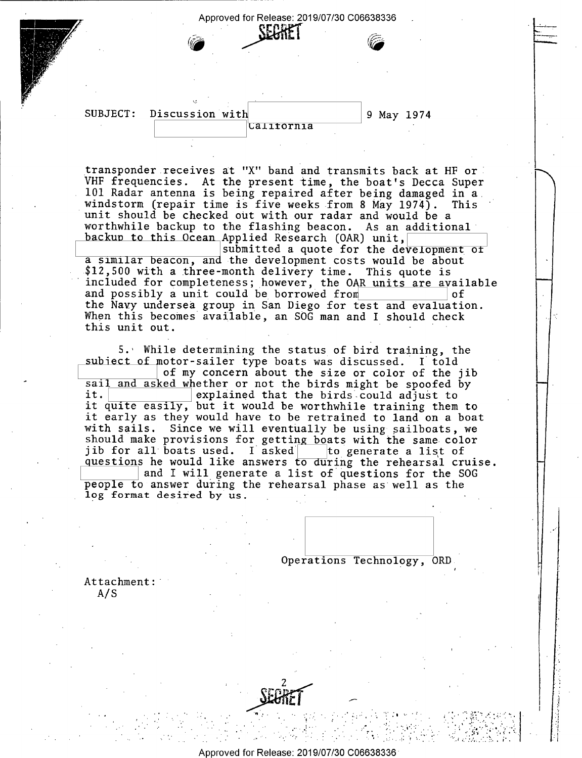SECRET

SUBJECT: Discussion with [redacted] California 9 May 1974

transponder receives at "X" band and transmits back at HF or VHF frequencies. At the present time, the boat's Decca Super 101 Radar antenna is being repaired after being damaged in a windstorm (repair time is five weeks from 8 May 1974). This unit should be checked out with our radar and would be a worthwhile backup to the flashing beacon. As an additional backup to this Ocean Applied Research (OAR) unit, [redacted] submitted a quote for the development of a similar beacon, and the development costs would be about $12,500 with a three-month delivery time. This quote is included for completeness; however, the OAR units are available and possibly a unit could be borrowed from [redacted] of the Navy undersea group in San Diego for test and evaluation. When this becomes available, an SOG man and I should check this unit out.

5. While determining the status of bird training, the subject of motor-sailer type boats was discussed. I told [redacted] of my concern about the size or color of the jib sail and asked whether or not the birds might be spoofed by it. [redacted] explained that the birds could adjust to it quite easily, but it would be worthwhile training them to it early as they would have to be retrained to land on a boat with sails. Since we will eventually be using sailboats, we should make provisions for getting boats with the same color jib for all boats used. I asked [redacted] to generate a list of questions he would like answers to during the rehearsal cruise. [redacted] and I will generate a list of questions for the SOG people to answer during the rehearsal phase as well as the log format desired by us.

[redacted]
Operations Technology, ORD

Attachment:
A/S

SECRET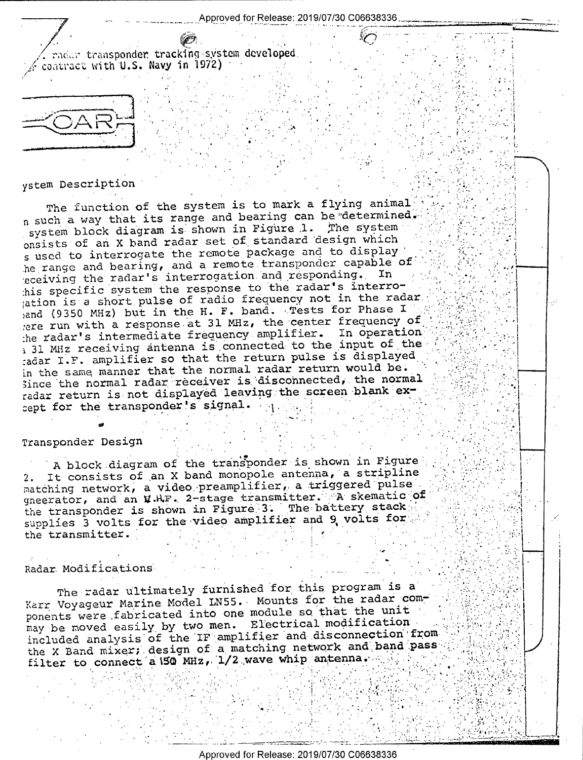(. radar transponder tracking system developed under contract with U.S. Navy in 1972)

OAR

## System Description

The function of the system is to mark a flying animal in such a way that its range and bearing can be determined. A system block diagram is shown in Figure 1. The system consists of an X band radar set of standard design which is used to interrogate the remote package and to display the range and bearing, and a remote transponder capable of receiving the radar's interrogation and responding. In this specific system the response to the radar's interrogation is a short pulse of radio frequency not in the radar band (9350 MHz) but in the H. F. band. Tests for Phase I were run with a response at 31 MHz, the center frequency of the radar's intermediate frequency amplifier. In operation a 31 MHz receiving antenna is connected to the input of the radar I.F. amplifier so that the return pulse is displayed in the same manner that the normal radar return would be. Since the normal radar receiver is disconnected, the normal radar return is not displayed leaving the screen blank except for the transponder's signal.

## Transponder Design

A block diagram of the transponder is shown in Figure 2. It consists of an X band monopole antenna, a stripline matching network, a video preamplifier, a triggered pulse gneerator, and an V.H.F. 2-stage transmitter. A skematic of the transponder is shown in Figure 3. The battery stack supplies 3 volts for the video amplifier and 9 volts for the transmitter.

## Radar Modifications

The radar ultimately furnished for this program is a Karr Voyageur Marine Model LN55. Mounts for the radar components were fabricated into one module so that the unit may be moved easily by two men. Electrical modification included analysis of the IF amplifier and disconnection from the X Band mixer; design of a matching network and band pass filter to connect a 150 MHz, 1/2 wave whip antenna.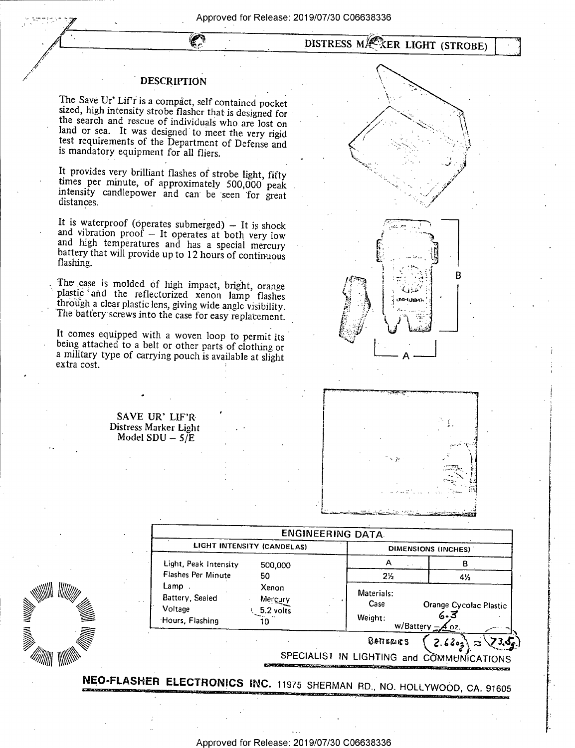# DISTRESS MARKER LIGHT (STROBE)

## DESCRIPTION

The Save Ur' Lif'r is a compact, self contained pocket sized, high intensity strobe flasher that is designed for the search and rescue of individuals who are lost on land or sea. It was designed to meet the very rigid test requirements of the Department of Defense and is mandatory equipment for all fliers.

It provides very brilliant flashes of strobe light, fifty times per minute, of approximately 500,000 peak intensity candlepower and can be seen for great distances.

It is waterproof (operates submerged) – It is shock and vibration proof – It operates at both very low and high temperatures and has a special mercury battery that will provide up to 12 hours of continuous flashing.

The case is molded of high impact, bright, orange plastic and the reflectorized xenon lamp flashes through a clear plastic lens, giving wide angle visibility. The battery screws into the case for easy replacement.

It comes equipped with a woven loop to permit its being attached to a belt or other parts of clothing or a military type of carrying pouch is available at slight extra cost.

B

A

SAVE UR' LIF'R
Distress Marker Light
Model SDU – 5/E

## ENGINEERING DATA

| LIGHT INTENSITY (CANDELAS) | | DIMENSIONS (INCHES) | |
|---|---|---|---|
| Light, Peak Intensity | 500,000 | A | B |
| Flashes Per Minute | 50 | 2½ | 4½ |
| Lamp | Xenon | Materials: | |
| Battery, Sealed | Mercury | Case | Orange Cycolac Plastic |
| Voltage | 5.2 volts | Weight: w/Battery | ~~4~~ 6.3 oz. |
| Hours, Flashing | 10 | | |

BATTERIES (2.62oz) ≈ (73.5g)

SPECIALIST IN LIGHTING and COMMUNICATIONS

**NEO-FLASHER ELECTRONICS INC.** 11975 SHERMAN RD., NO. HOLLYWOOD, CA. 91605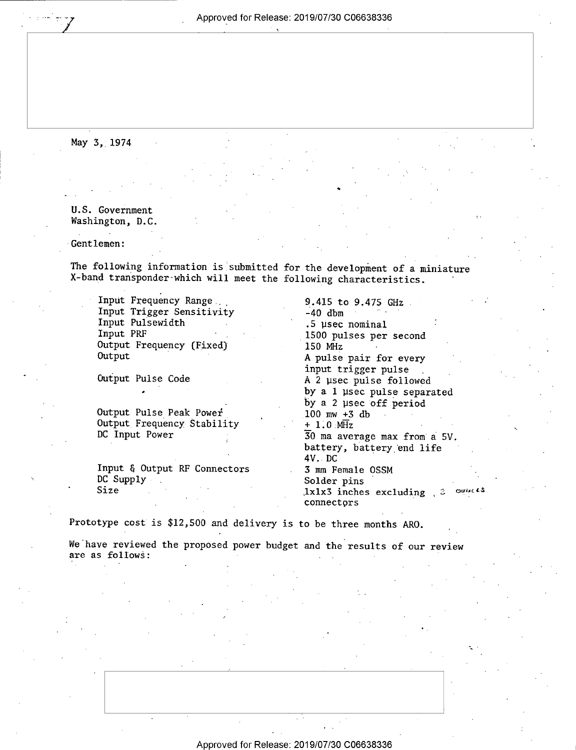May 3, 1974

U.S. Government
Washington, D.C.

Gentlemen:

The following information is submitted for the development of a miniature X-band transponder which will meet the following characteristics.

| | |
|---|---|
| Input Frequency Range | 9.415 to 9.475 GHz |
| Input Trigger Sensitivity | -40 dbm |
| Input Pulsewidth | .5 μsec nominal |
| Input PRF | 1500 pulses per second |
| Output Frequency (Fixed) | 150 MHz |
| Output | A pulse pair for every input trigger pulse |
| Output Pulse Code | A 2 μsec pulse followed by a 1 μsec pulse separated by a 2 μsec off period |
| Output Pulse Peak Power | 100 mw $\pm$3 db |
| Output Frequency Stability | $\pm$ 1.0 MHz |
| DC Input Power | 30 ma average max from a 5V. battery, battery end life 4V. DC |
| Input & Output RF Connectors | 3 mm Female OSSM |
| DC Supply | Solder pins |
| Size | 1x1x3 inches excluding, 2 ounces connectors |

Prototype cost is $12,500 and delivery is to be three months ARO.

We have reviewed the proposed power budget and the results of our review are as follows: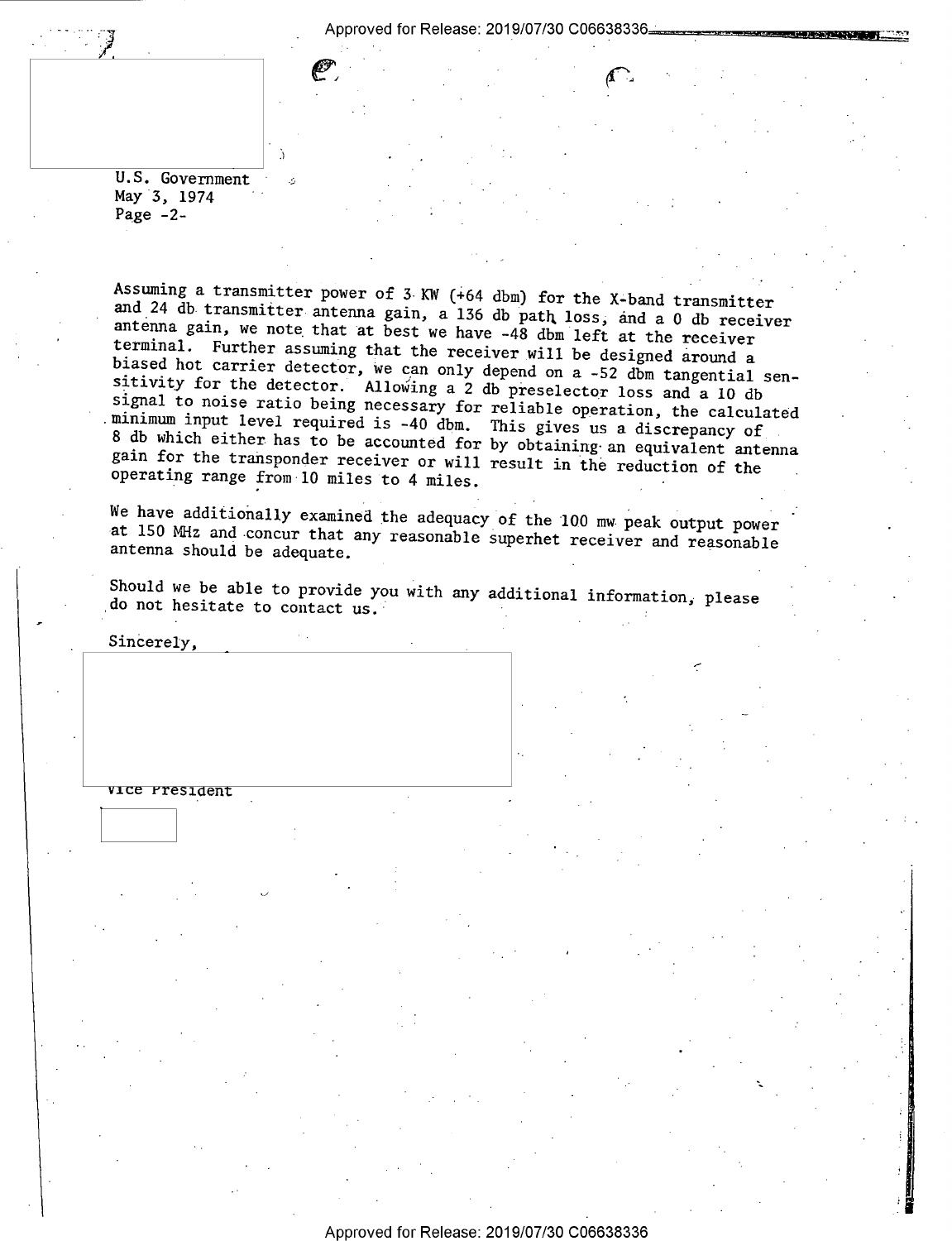U.S. Government
May 3, 1974
Page -2-

Assuming a transmitter power of 3 KW (+64 dbm) for the X-band transmitter and 24 db transmitter antenna gain, a 136 db path loss, and a 0 db receiver antenna gain, we note that at best we have -48 dbm left at the receiver terminal. Further assuming that the receiver will be designed around a biased hot carrier detector, we can only depend on a -52 dbm tangential sensitivity for the detector. Allowing a 2 db preselector loss and a 10 db signal to noise ratio being necessary for reliable operation, the calculated minimum input level required is -40 dbm. This gives us a discrepancy of 8 db which either has to be accounted for by obtaining an equivalent antenna gain for the transponder receiver or will result in the reduction of the operating range from 10 miles to 4 miles.

We have additionally examined the adequacy of the 100 mw peak output power at 150 MHz and concur that any reasonable superhet receiver and reasonable antenna should be adequate.

Should we be able to provide you with any additional information, please do not hesitate to contact us.

Sincerely,

Vice President